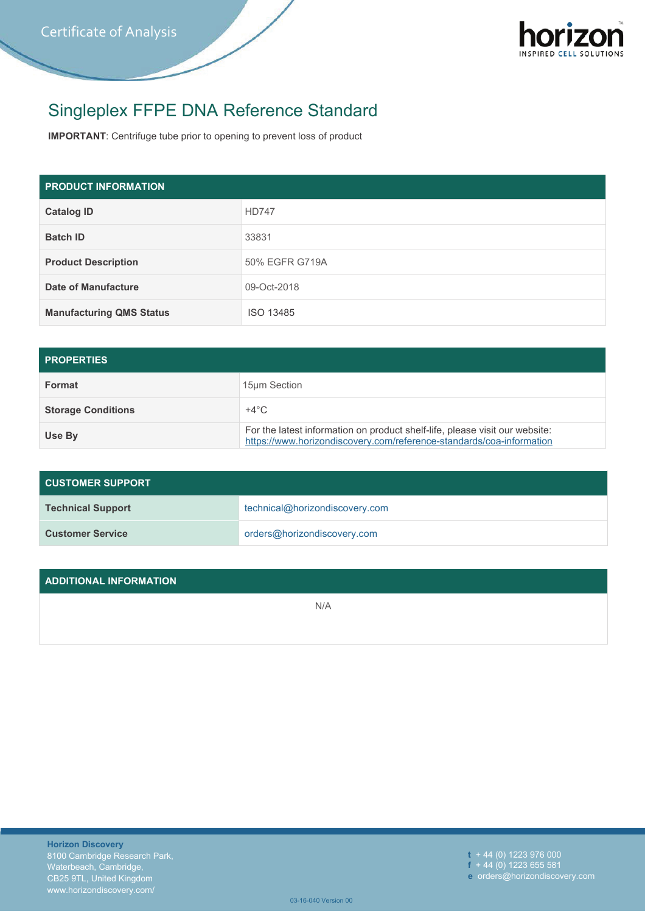Certificate of Analysis

# Singleplex FFPE DNA Reference Standard

**IMPORTANT**: Centrifuge tube prior to opening to prevent loss of product

| PRODUCT INFORMATION | |
|---|---|
| **Catalog ID** | HD747 |
| **Batch ID** | 33831 |
| **Product Description** | 50% EGFR G719A |
| **Date of Manufacture** | 09-Oct-2018 |
| **Manufacturing QMS Status** | ISO 13485 |

| PROPERTIES | |
|---|---|
| **Format** | 15µm Section |
| **Storage Conditions** | +4°C |
| **Use By** | For the latest information on product shelf-life, please visit our website: https://www.horizondiscovery.com/reference-standards/coa-information |

| CUSTOMER SUPPORT | |
|---|---|
| **Technical Support** | technical@horizondiscovery.com |
| **Customer Service** | orders@horizondiscovery.com |

| ADDITIONAL INFORMATION |
|---|
| N/A |

**Horizon Discovery**
8100 Cambridge Research Park,
Waterbeach, Cambridge,
CB25 9TL, United Kingdom
www.horizondiscovery.com/

**t** + 44 (0) 1223 976 000
**f** + 44 (0) 1223 655 581
**e** orders@horizondiscovery.com

03-16-040 Version 00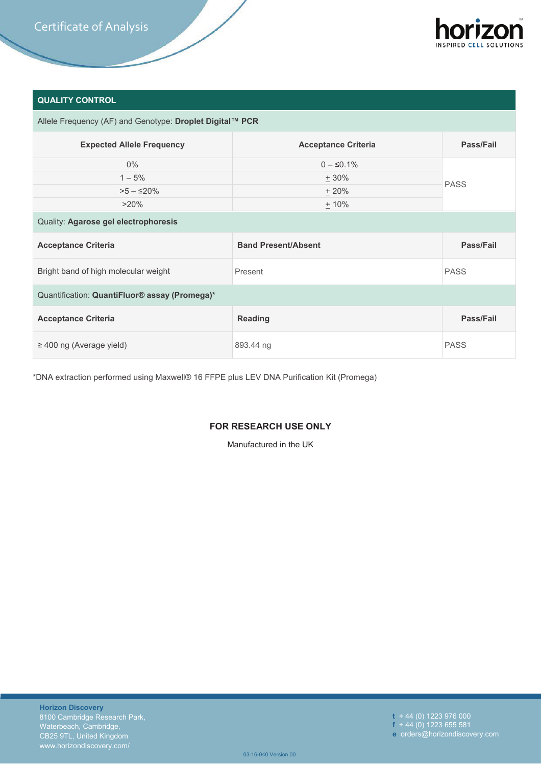## QUALITY CONTROL

Allele Frequency (AF) and Genotype: **Droplet Digital™ PCR**

| Expected Allele Frequency | Acceptance Criteria | Pass/Fail |
|---|---|---|
| 0% | 0 – ≤0.1% | PASS |
| 1 – 5% | ± 30% | |
| >5 – ≤20% | ± 20% | |
| >20% | ± 10% | |

Quality: **Agarose gel electrophoresis**

| Acceptance Criteria | Band Present/Absent | Pass/Fail |
|---|---|---|
| Bright band of high molecular weight | Present | PASS |

Quantification: **QuantiFluor® assay (Promega)***

| Acceptance Criteria | Reading | Pass/Fail |
|---|---|---|
| ≥ 400 ng (Average yield) | 893.44 ng | PASS |

*DNA extraction performed using Maxwell® 16 FFPE plus LEV DNA Purification Kit (Promega)

**FOR RESEARCH USE ONLY**

Manufactured in the UK

**Horizon Discovery**
8100 Cambridge Research Park,
Waterbeach, Cambridge,
CB25 9TL, United Kingdom
www.horizondiscovery.com/

**t** + 44 (0) 1223 976 000
**f** + 44 (0) 1223 655 581
**e** orders@horizondiscovery.com

03-16-040 Version 00